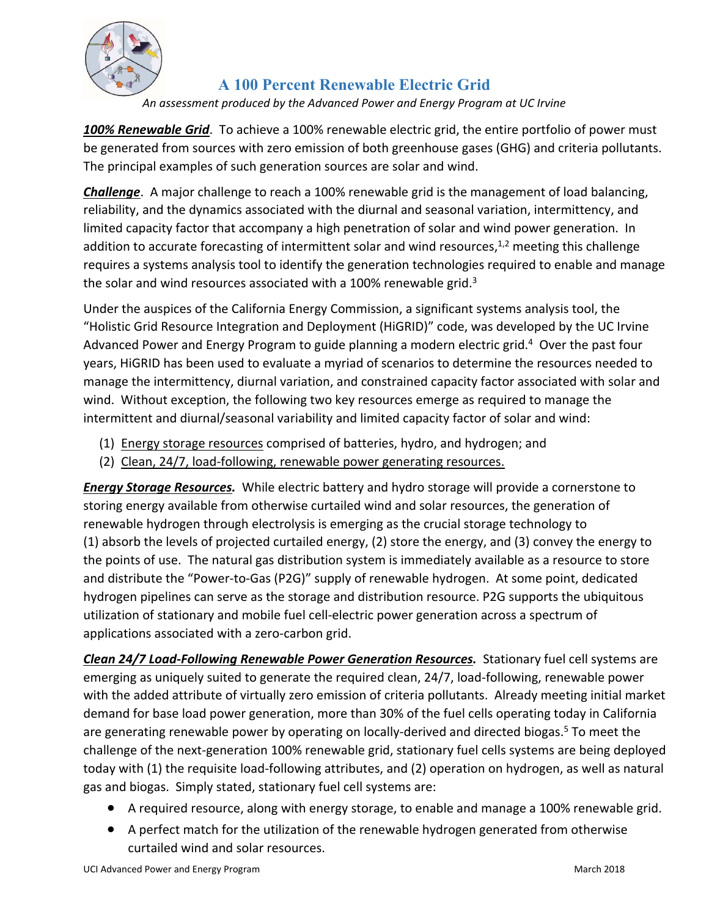# A 100 Percent Renewable Electric Grid

*An assessment produced by the Advanced Power and Energy Program at UC Irvine*

***100% Renewable Grid***. To achieve a 100% renewable electric grid, the entire portfolio of power must be generated from sources with zero emission of both greenhouse gases (GHG) and criteria pollutants. The principal examples of such generation sources are solar and wind.

***Challenge***. A major challenge to reach a 100% renewable grid is the management of load balancing, reliability, and the dynamics associated with the diurnal and seasonal variation, intermittency, and limited capacity factor that accompany a high penetration of solar and wind power generation. In addition to accurate forecasting of intermittent solar and wind resources,[1,2] meeting this challenge requires a systems analysis tool to identify the generation technologies required to enable and manage the solar and wind resources associated with a 100% renewable grid.[3]

Under the auspices of the California Energy Commission, a significant systems analysis tool, the "Holistic Grid Resource Integration and Deployment (HiGRID)" code, was developed by the UC Irvine Advanced Power and Energy Program to guide planning a modern electric grid.[4] Over the past four years, HiGRID has been used to evaluate a myriad of scenarios to determine the resources needed to manage the intermittency, diurnal variation, and constrained capacity factor associated with solar and wind. Without exception, the following two key resources emerge as required to manage the intermittent and diurnal/seasonal variability and limited capacity factor of solar and wind:

(1) Energy storage resources comprised of batteries, hydro, and hydrogen; and
(2) Clean, 24/7, load-following, renewable power generating resources.

***Energy Storage Resources.*** While electric battery and hydro storage will provide a cornerstone to storing energy available from otherwise curtailed wind and solar resources, the generation of renewable hydrogen through electrolysis is emerging as the crucial storage technology to (1) absorb the levels of projected curtailed energy, (2) store the energy, and (3) convey the energy to the points of use. The natural gas distribution system is immediately available as a resource to store and distribute the "Power-to-Gas (P2G)" supply of renewable hydrogen. At some point, dedicated hydrogen pipelines can serve as the storage and distribution resource. P2G supports the ubiquitous utilization of stationary and mobile fuel cell-electric power generation across a spectrum of applications associated with a zero-carbon grid.

***Clean 24/7 Load-Following Renewable Power Generation Resources.*** Stationary fuel cell systems are emerging as uniquely suited to generate the required clean, 24/7, load-following, renewable power with the added attribute of virtually zero emission of criteria pollutants. Already meeting initial market demand for base load power generation, more than 30% of the fuel cells operating today in California are generating renewable power by operating on locally-derived and directed biogas.[5] To meet the challenge of the next-generation 100% renewable grid, stationary fuel cells systems are being deployed today with (1) the requisite load-following attributes, and (2) operation on hydrogen, as well as natural gas and biogas. Simply stated, stationary fuel cell systems are:

- A required resource, along with energy storage, to enable and manage a 100% renewable grid.
- A perfect match for the utilization of the renewable hydrogen generated from otherwise curtailed wind and solar resources.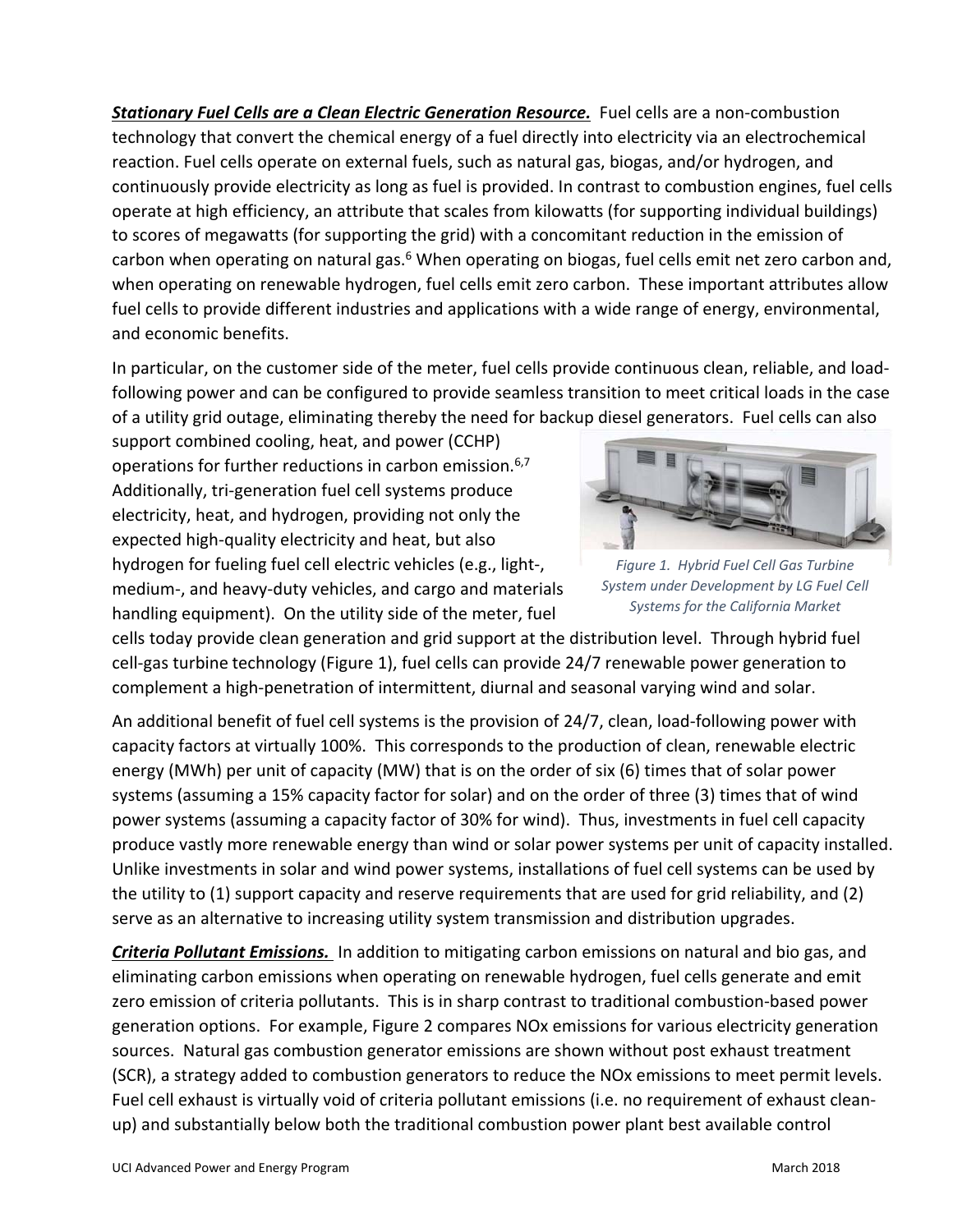***Stationary Fuel Cells are a Clean Electric Generation Resource.*** Fuel cells are a non-combustion technology that convert the chemical energy of a fuel directly into electricity via an electrochemical reaction. Fuel cells operate on external fuels, such as natural gas, biogas, and/or hydrogen, and continuously provide electricity as long as fuel is provided. In contrast to combustion engines, fuel cells operate at high efficiency, an attribute that scales from kilowatts (for supporting individual buildings) to scores of megawatts (for supporting the grid) with a concomitant reduction in the emission of carbon when operating on natural gas.[6] When operating on biogas, fuel cells emit net zero carbon and, when operating on renewable hydrogen, fuel cells emit zero carbon. These important attributes allow fuel cells to provide different industries and applications with a wide range of energy, environmental, and economic benefits.

In particular, on the customer side of the meter, fuel cells provide continuous clean, reliable, and load-following power and can be configured to provide seamless transition to meet critical loads in the case of a utility grid outage, eliminating thereby the need for backup diesel generators. Fuel cells can also support combined cooling, heat, and power (CCHP) operations for further reductions in carbon emission.[6,7] Additionally, tri-generation fuel cell systems produce electricity, heat, and hydrogen, providing not only the expected high-quality electricity and heat, but also hydrogen for fueling fuel cell electric vehicles (e.g., light-, medium-, and heavy-duty vehicles, and cargo and materials handling equipment). On the utility side of the meter, fuel cells today provide clean generation and grid support at the distribution level. Through hybrid fuel cell-gas turbine technology (Figure 1), fuel cells can provide 24/7 renewable power generation to complement a high-penetration of intermittent, diurnal and seasonal varying wind and solar.

*Figure 1. Hybrid Fuel Cell Gas Turbine System under Development by LG Fuel Cell Systems for the California Market*

An additional benefit of fuel cell systems is the provision of 24/7, clean, load-following power with capacity factors at virtually 100%. This corresponds to the production of clean, renewable electric energy (MWh) per unit of capacity (MW) that is on the order of six (6) times that of solar power systems (assuming a 15% capacity factor for solar) and on the order of three (3) times that of wind power systems (assuming a capacity factor of 30% for wind). Thus, investments in fuel cell capacity produce vastly more renewable energy than wind or solar power systems per unit of capacity installed. Unlike investments in solar and wind power systems, installations of fuel cell systems can be used by the utility to (1) support capacity and reserve requirements that are used for grid reliability, and (2) serve as an alternative to increasing utility system transmission and distribution upgrades.

***Criteria Pollutant Emissions.*** In addition to mitigating carbon emissions on natural and bio gas, and eliminating carbon emissions when operating on renewable hydrogen, fuel cells generate and emit zero emission of criteria pollutants. This is in sharp contrast to traditional combustion-based power generation options. For example, Figure 2 compares NOx emissions for various electricity generation sources. Natural gas combustion generator emissions are shown without post exhaust treatment (SCR), a strategy added to combustion generators to reduce the NOx emissions to meet permit levels. Fuel cell exhaust is virtually void of criteria pollutant emissions (i.e. no requirement of exhaust clean-up) and substantially below both the traditional combustion power plant best available control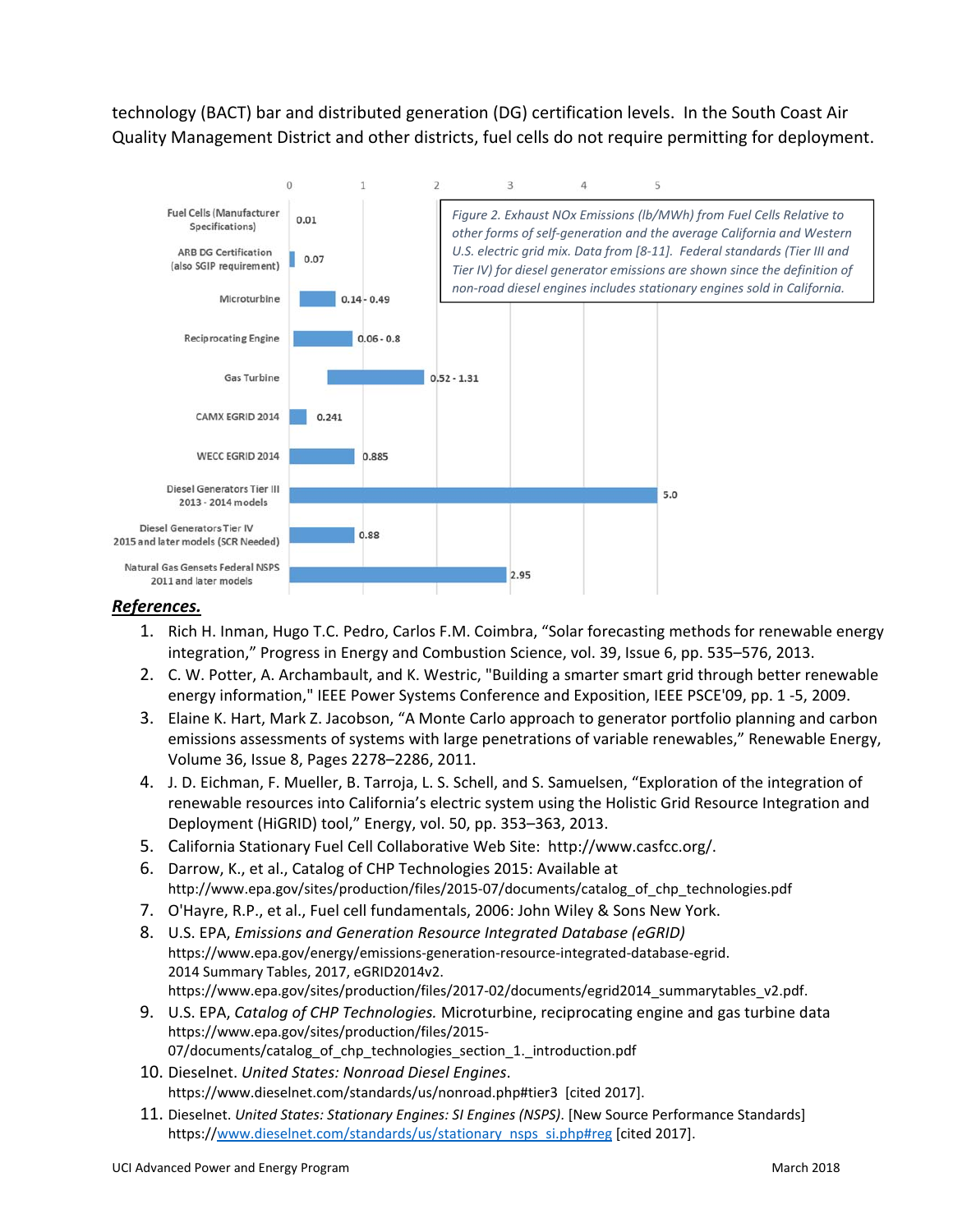technology (BACT) bar and distributed generation (DG) certification levels. In the South Coast Air Quality Management District and other districts, fuel cells do not require permitting for deployment.

0 1 2 3 4 5

Fuel Cells (Manufacturer Specifications) 0.01

ARB DG Certification (also SGIP requirement) 0.07

Microturbine 0.14 - 0.49

Reciprocating Engine 0.06 - 0.8

Gas Turbine 0.52 - 1.31

CAMX EGRID 2014 0.241

WECC EGRID 2014 0.885

Diesel Generators Tier III 2013 - 2014 models 5.0

Diesel Generators Tier IV 2015 and later models (SCR Needed) 0.88

Natural Gas Gensets Federal NSPS 2011 and later models 2.95

*Figure 2. Exhaust NOx Emissions (lb/MWh) from Fuel Cells Relative to other forms of self-generation and the average California and Western U.S. electric grid mix. Data from [8-11]. Federal standards (Tier III and Tier IV) for diesel generator emissions are shown since the definition of non-road diesel engines includes stationary engines sold in California.*

## References.

1. Rich H. Inman, Hugo T.C. Pedro, Carlos F.M. Coimbra, "Solar forecasting methods for renewable energy integration," Progress in Energy and Combustion Science, vol. 39, Issue 6, pp. 535–576, 2013.
2. C. W. Potter, A. Archambault, and K. Westric, "Building a smarter smart grid through better renewable energy information," IEEE Power Systems Conference and Exposition, IEEE PSCE'09, pp. 1 -5, 2009.
3. Elaine K. Hart, Mark Z. Jacobson, "A Monte Carlo approach to generator portfolio planning and carbon emissions assessments of systems with large penetrations of variable renewables," Renewable Energy, Volume 36, Issue 8, Pages 2278–2286, 2011.
4. J. D. Eichman, F. Mueller, B. Tarroja, L. S. Schell, and S. Samuelsen, "Exploration of the integration of renewable resources into California's electric system using the Holistic Grid Resource Integration and Deployment (HiGRID) tool," Energy, vol. 50, pp. 353–363, 2013.
5. California Stationary Fuel Cell Collaborative Web Site: http://www.casfcc.org/.
6. Darrow, K., et al., Catalog of CHP Technologies 2015: Available at http://www.epa.gov/sites/production/files/2015-07/documents/catalog_of_chp_technologies.pdf
7. O'Hayre, R.P., et al., Fuel cell fundamentals, 2006: John Wiley & Sons New York.
8. U.S. EPA, *Emissions and Generation Resource Integrated Database (eGRID)* https://www.epa.gov/energy/emissions-generation-resource-integrated-database-egrid. 2014 Summary Tables, 2017, eGRID2014v2. https://www.epa.gov/sites/production/files/2017-02/documents/egrid2014_summarytables_v2.pdf.
9. U.S. EPA, *Catalog of CHP Technologies.* Microturbine, reciprocating engine and gas turbine data https://www.epa.gov/sites/production/files/2015-07/documents/catalog_of_chp_technologies_section_1._introduction.pdf
10. Dieselnet. *United States: Nonroad Diesel Engines*. https://www.dieselnet.com/standards/us/nonroad.php#tier3 [cited 2017].
11. Dieselnet. *United States: Stationary Engines: SI Engines (NSPS)*. [New Source Performance Standards] https://www.dieselnet.com/standards/us/stationary_nsps_si.php#reg [cited 2017].